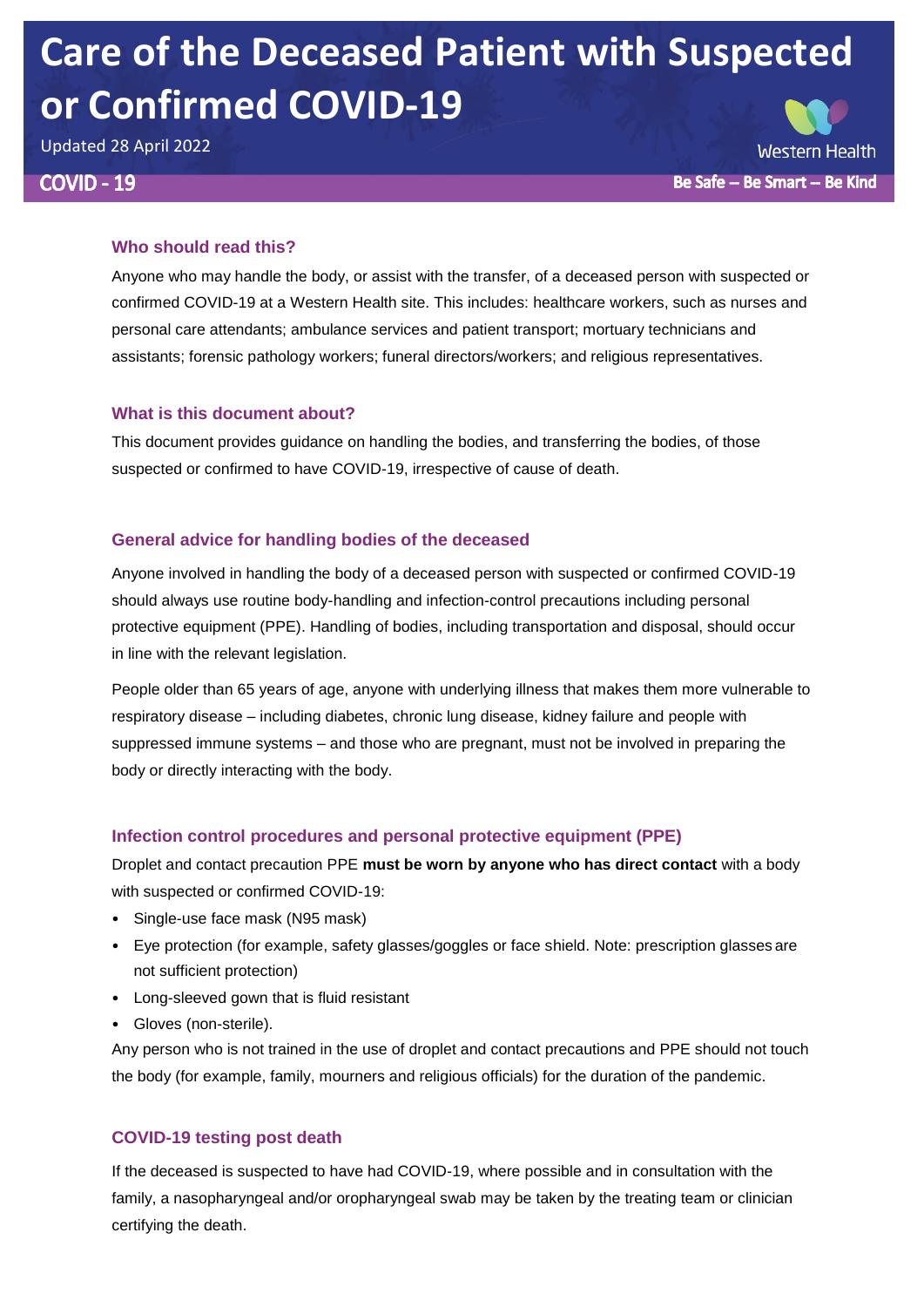# Care of the Deceased Patient with Suspected or Confirmed COVID-19

Updated 28 April 2022

COVID - 19

Western Health

Be Safe – Be Smart – Be Kind

### Who should read this?

Anyone who may handle the body, or assist with the transfer, of a deceased person with suspected or confirmed COVID-19 at a Western Health site. This includes: healthcare workers, such as nurses and personal care attendants; ambulance services and patient transport; mortuary technicians and assistants; forensic pathology workers; funeral directors/workers; and religious representatives.

### What is this document about?

This document provides guidance on handling the bodies, and transferring the bodies, of those suspected or confirmed to have COVID-19, irrespective of cause of death.

### General advice for handling bodies of the deceased

Anyone involved in handling the body of a deceased person with suspected or confirmed COVID-19 should always use routine body-handling and infection-control precautions including personal protective equipment (PPE). Handling of bodies, including transportation and disposal, should occur in line with the relevant legislation.

People older than 65 years of age, anyone with underlying illness that makes them more vulnerable to respiratory disease – including diabetes, chronic lung disease, kidney failure and people with suppressed immune systems – and those who are pregnant, must not be involved in preparing the body or directly interacting with the body.

### Infection control procedures and personal protective equipment (PPE)

Droplet and contact precaution PPE **must be worn by anyone who has direct contact** with a body with suspected or confirmed COVID-19:

- Single-use face mask (N95 mask)
- Eye protection (for example, safety glasses/goggles or face shield. Note: prescription glasses are not sufficient protection)
- Long-sleeved gown that is fluid resistant
- Gloves (non-sterile).

Any person who is not trained in the use of droplet and contact precautions and PPE should not touch the body (for example, family, mourners and religious officials) for the duration of the pandemic.

### COVID-19 testing post death

If the deceased is suspected to have had COVID-19, where possible and in consultation with the family, a nasopharyngeal and/or oropharyngeal swab may be taken by the treating team or clinician certifying the death.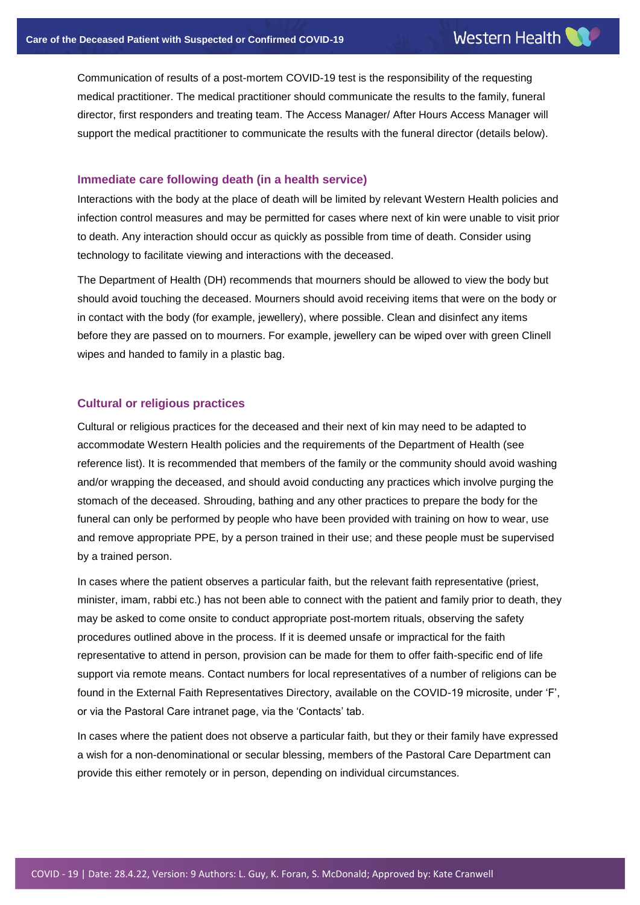Communication of results of a post-mortem COVID-19 test is the responsibility of the requesting medical practitioner. The medical practitioner should communicate the results to the family, funeral director, first responders and treating team. The Access Manager/ After Hours Access Manager will support the medical practitioner to communicate the results with the funeral director (details below).

## Immediate care following death (in a health service)

Interactions with the body at the place of death will be limited by relevant Western Health policies and infection control measures and may be permitted for cases where next of kin were unable to visit prior to death. Any interaction should occur as quickly as possible from time of death. Consider using technology to facilitate viewing and interactions with the deceased.

The Department of Health (DH) recommends that mourners should be allowed to view the body but should avoid touching the deceased. Mourners should avoid receiving items that were on the body or in contact with the body (for example, jewellery), where possible. Clean and disinfect any items before they are passed on to mourners. For example, jewellery can be wiped over with green Clinell wipes and handed to family in a plastic bag.

## Cultural or religious practices

Cultural or religious practices for the deceased and their next of kin may need to be adapted to accommodate Western Health policies and the requirements of the Department of Health (see reference list). It is recommended that members of the family or the community should avoid washing and/or wrapping the deceased, and should avoid conducting any practices which involve purging the stomach of the deceased. Shrouding, bathing and any other practices to prepare the body for the funeral can only be performed by people who have been provided with training on how to wear, use and remove appropriate PPE, by a person trained in their use; and these people must be supervised by a trained person.

In cases where the patient observes a particular faith, but the relevant faith representative (priest, minister, imam, rabbi etc.) has not been able to connect with the patient and family prior to death, they may be asked to come onsite to conduct appropriate post-mortem rituals, observing the safety procedures outlined above in the process. If it is deemed unsafe or impractical for the faith representative to attend in person, provision can be made for them to offer faith-specific end of life support via remote means. Contact numbers for local representatives of a number of religions can be found in the External Faith Representatives Directory, available on the COVID-19 microsite, under 'F', or via the Pastoral Care intranet page, via the 'Contacts' tab.

In cases where the patient does not observe a particular faith, but they or their family have expressed a wish for a non-denominational or secular blessing, members of the Pastoral Care Department can provide this either remotely or in person, depending on individual circumstances.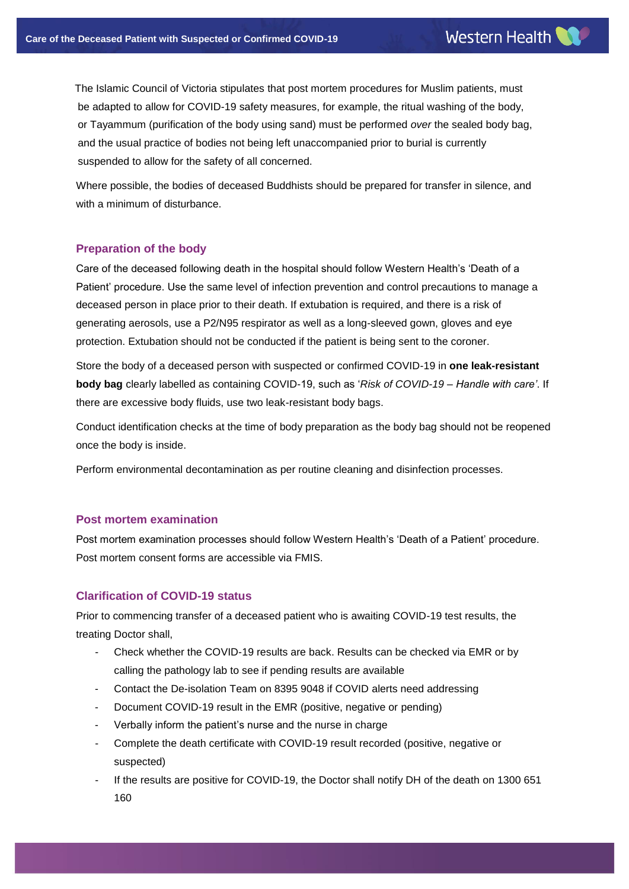The Islamic Council of Victoria stipulates that post mortem procedures for Muslim patients, must be adapted to allow for COVID-19 safety measures, for example, the ritual washing of the body, or Tayammum (purification of the body using sand) must be performed *over* the sealed body bag, and the usual practice of bodies not being left unaccompanied prior to burial is currently suspended to allow for the safety of all concerned.

Where possible, the bodies of deceased Buddhists should be prepared for transfer in silence, and with a minimum of disturbance.

## Preparation of the body

Care of the deceased following death in the hospital should follow Western Health's 'Death of a Patient' procedure. Use the same level of infection prevention and control precautions to manage a deceased person in place prior to their death. If extubation is required, and there is a risk of generating aerosols, use a P2/N95 respirator as well as a long-sleeved gown, gloves and eye protection. Extubation should not be conducted if the patient is being sent to the coroner.

Store the body of a deceased person with suspected or confirmed COVID-19 in **one leak-resistant body bag** clearly labelled as containing COVID-19, such as '*Risk of COVID-19 – Handle with care'*. If there are excessive body fluids, use two leak-resistant body bags.

Conduct identification checks at the time of body preparation as the body bag should not be reopened once the body is inside.

Perform environmental decontamination as per routine cleaning and disinfection processes.

## Post mortem examination

Post mortem examination processes should follow Western Health's 'Death of a Patient' procedure. Post mortem consent forms are accessible via FMIS.

## Clarification of COVID-19 status

Prior to commencing transfer of a deceased patient who is awaiting COVID-19 test results, the treating Doctor shall,

- Check whether the COVID-19 results are back. Results can be checked via EMR or by calling the pathology lab to see if pending results are available
- Contact the De-isolation Team on 8395 9048 if COVID alerts need addressing
- Document COVID-19 result in the EMR (positive, negative or pending)
- Verbally inform the patient's nurse and the nurse in charge
- Complete the death certificate with COVID-19 result recorded (positive, negative or suspected)
- If the results are positive for COVID-19, the Doctor shall notify DH of the death on 1300 651 160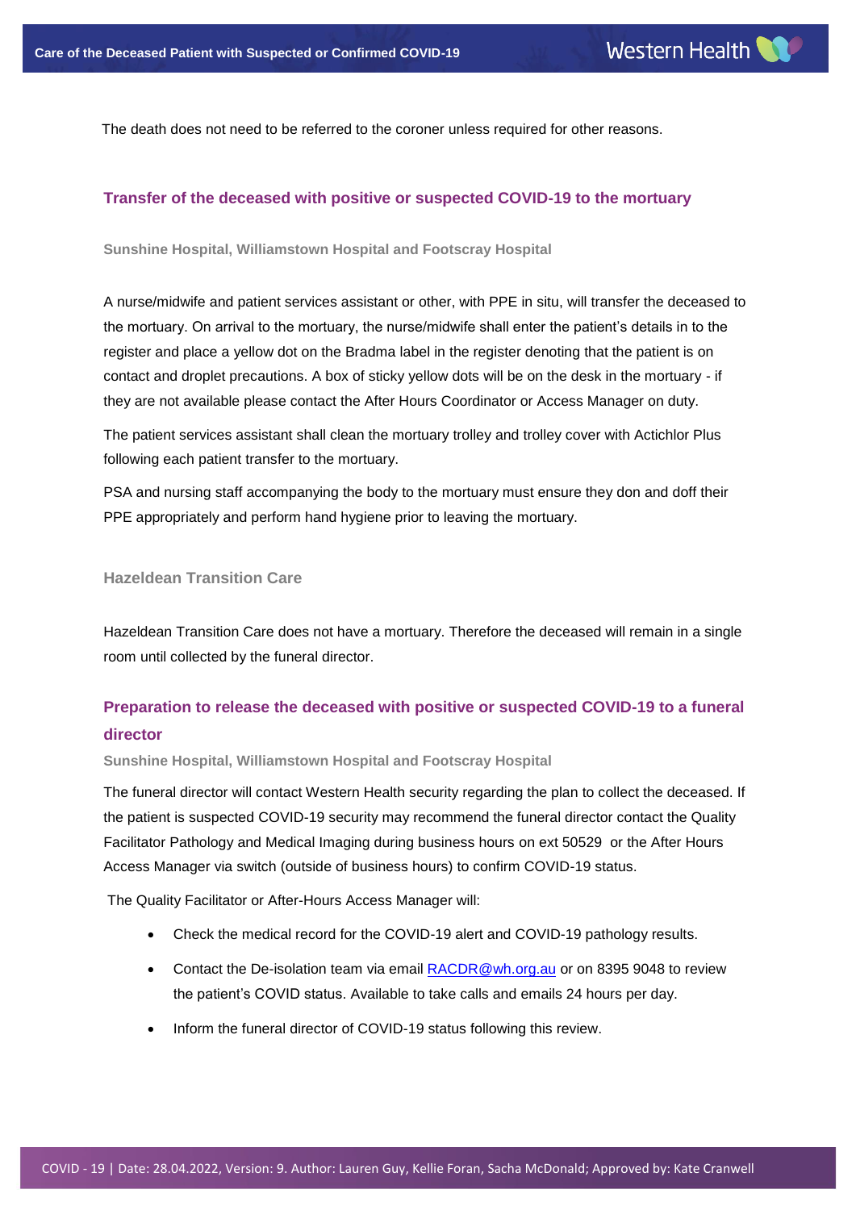The death does not need to be referred to the coroner unless required for other reasons.

## Transfer of the deceased with positive or suspected COVID-19 to the mortuary

### Sunshine Hospital, Williamstown Hospital and Footscray Hospital

A nurse/midwife and patient services assistant or other, with PPE in situ, will transfer the deceased to the mortuary. On arrival to the mortuary, the nurse/midwife shall enter the patient's details in to the register and place a yellow dot on the Bradma label in the register denoting that the patient is on contact and droplet precautions. A box of sticky yellow dots will be on the desk in the mortuary - if they are not available please contact the After Hours Coordinator or Access Manager on duty.

The patient services assistant shall clean the mortuary trolley and trolley cover with Actichlor Plus following each patient transfer to the mortuary.

PSA and nursing staff accompanying the body to the mortuary must ensure they don and doff their PPE appropriately and perform hand hygiene prior to leaving the mortuary.

### Hazeldean Transition Care

Hazeldean Transition Care does not have a mortuary. Therefore the deceased will remain in a single room until collected by the funeral director.

## Preparation to release the deceased with positive or suspected COVID-19 to a funeral director

### Sunshine Hospital, Williamstown Hospital and Footscray Hospital

The funeral director will contact Western Health security regarding the plan to collect the deceased. If the patient is suspected COVID-19 security may recommend the funeral director contact the Quality Facilitator Pathology and Medical Imaging during business hours on ext 50529 or the After Hours Access Manager via switch (outside of business hours) to confirm COVID-19 status.

The Quality Facilitator or After-Hours Access Manager will:

- Check the medical record for the COVID-19 alert and COVID-19 pathology results.
- Contact the De-isolation team via email RACDR@wh.org.au or on 8395 9048 to review the patient's COVID status. Available to take calls and emails 24 hours per day.
- Inform the funeral director of COVID-19 status following this review.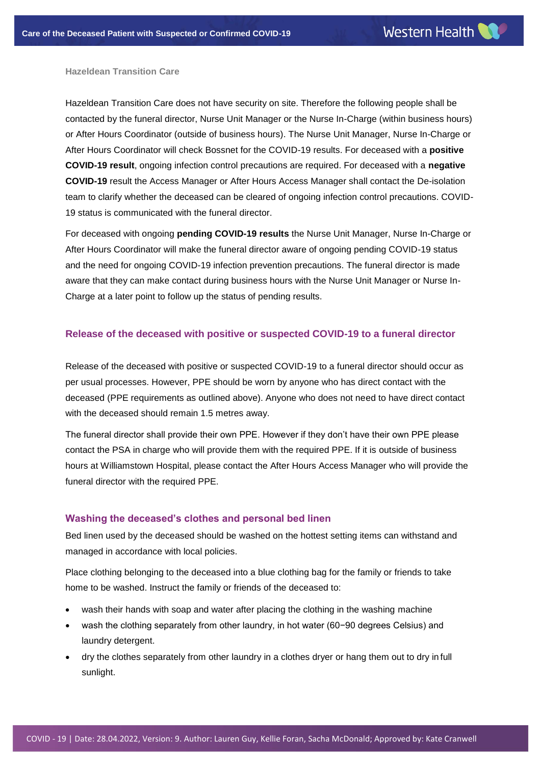### Hazeldean Transition Care

Hazeldean Transition Care does not have security on site. Therefore the following people shall be contacted by the funeral director, Nurse Unit Manager or the Nurse In-Charge (within business hours) or After Hours Coordinator (outside of business hours). The Nurse Unit Manager, Nurse In-Charge or After Hours Coordinator will check Bossnet for the COVID-19 results. For deceased with a **positive COVID-19 result**, ongoing infection control precautions are required. For deceased with a **negative COVID-19** result the Access Manager or After Hours Access Manager shall contact the De-isolation team to clarify whether the deceased can be cleared of ongoing infection control precautions. COVID-19 status is communicated with the funeral director.

For deceased with ongoing **pending COVID-19 results** the Nurse Unit Manager, Nurse In-Charge or After Hours Coordinator will make the funeral director aware of ongoing pending COVID-19 status and the need for ongoing COVID-19 infection prevention precautions. The funeral director is made aware that they can make contact during business hours with the Nurse Unit Manager or Nurse In-Charge at a later point to follow up the status of pending results.

## Release of the deceased with positive or suspected COVID-19 to a funeral director

Release of the deceased with positive or suspected COVID-19 to a funeral director should occur as per usual processes. However, PPE should be worn by anyone who has direct contact with the deceased (PPE requirements as outlined above). Anyone who does not need to have direct contact with the deceased should remain 1.5 metres away.

The funeral director shall provide their own PPE. However if they don't have their own PPE please contact the PSA in charge who will provide them with the required PPE. If it is outside of business hours at Williamstown Hospital, please contact the After Hours Access Manager who will provide the funeral director with the required PPE.

## Washing the deceased's clothes and personal bed linen

Bed linen used by the deceased should be washed on the hottest setting items can withstand and managed in accordance with local policies.

Place clothing belonging to the deceased into a blue clothing bag for the family or friends to take home to be washed. Instruct the family or friends of the deceased to:

- wash their hands with soap and water after placing the clothing in the washing machine
- wash the clothing separately from other laundry, in hot water (60−90 degrees Celsius) and laundry detergent.
- dry the clothes separately from other laundry in a clothes dryer or hang them out to dry in full sunlight.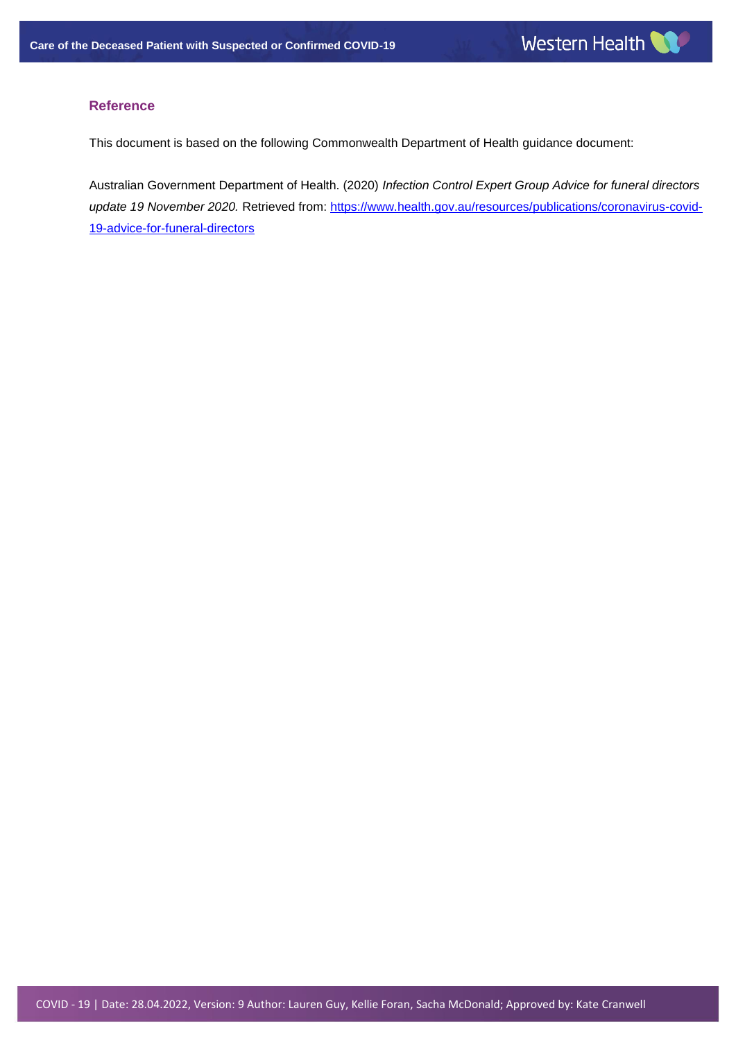## Reference

This document is based on the following Commonwealth Department of Health guidance document:

Australian Government Department of Health. (2020) *Infection Control Expert Group Advice for funeral directors update 19 November 2020.* Retrieved from: [https://www.health.gov.au/resources/publications/coronavirus-covid-19-advice-for-funeral-directors](https://www.health.gov.au/resources/publications/coronavirus-covid-19-advice-for-funeral-directors)